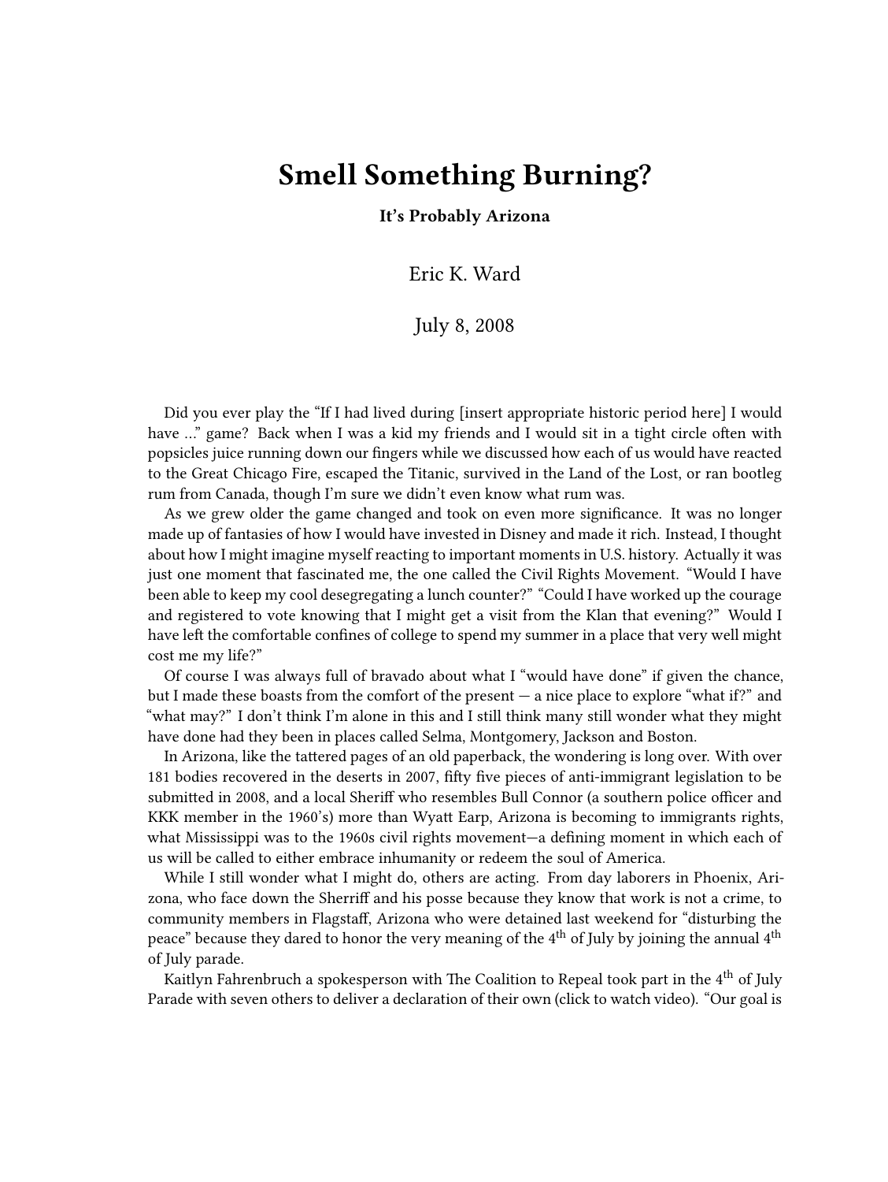# Smell Something Burning?

**It's Probably Arizona**

Eric K. Ward

July 8, 2008

Did you ever play the "If I had lived during [insert appropriate historic period here] I would have …" game? Back when I was a kid my friends and I would sit in a tight circle often with popsicles juice running down our fingers while we discussed how each of us would have reacted to the Great Chicago Fire, escaped the Titanic, survived in the Land of the Lost, or ran bootleg rum from Canada, though I'm sure we didn't even know what rum was.

As we grew older the game changed and took on even more significance. It was no longer made up of fantasies of how I would have invested in Disney and made it rich. Instead, I thought about how I might imagine myself reacting to important moments in U.S. history. Actually it was just one moment that fascinated me, the one called the Civil Rights Movement. "Would I have been able to keep my cool desegregating a lunch counter?" "Could I have worked up the courage and registered to vote knowing that I might get a visit from the Klan that evening?" Would I have left the comfortable confines of college to spend my summer in a place that very well might cost me my life?"

Of course I was always full of bravado about what I "would have done" if given the chance, but I made these boasts from the comfort of the present — a nice place to explore "what if?" and "what may?" I don't think I'm alone in this and I still think many still wonder what they might have done had they been in places called Selma, Montgomery, Jackson and Boston.

In Arizona, like the tattered pages of an old paperback, the wondering is long over. With over 181 bodies recovered in the deserts in 2007, fifty five pieces of anti-immigrant legislation to be submitted in 2008, and a local Sheriff who resembles Bull Connor (a southern police officer and KKK member in the 1960's) more than Wyatt Earp, Arizona is becoming to immigrants rights, what Mississippi was to the 1960s civil rights movement—a defining moment in which each of us will be called to either embrace inhumanity or redeem the soul of America.

While I still wonder what I might do, others are acting. From day laborers in Phoenix, Arizona, who face down the Sherriff and his posse because they know that work is not a crime, to community members in Flagstaff, Arizona who were detained last weekend for "disturbing the peace" because they dared to honor the very meaning of the 4th of July by joining the annual 4th of July parade.

Kaitlyn Fahrenbruch a spokesperson with The Coalition to Repeal took part in the 4th of July Parade with seven others to deliver a declaration of their own (click to watch video). "Our goal is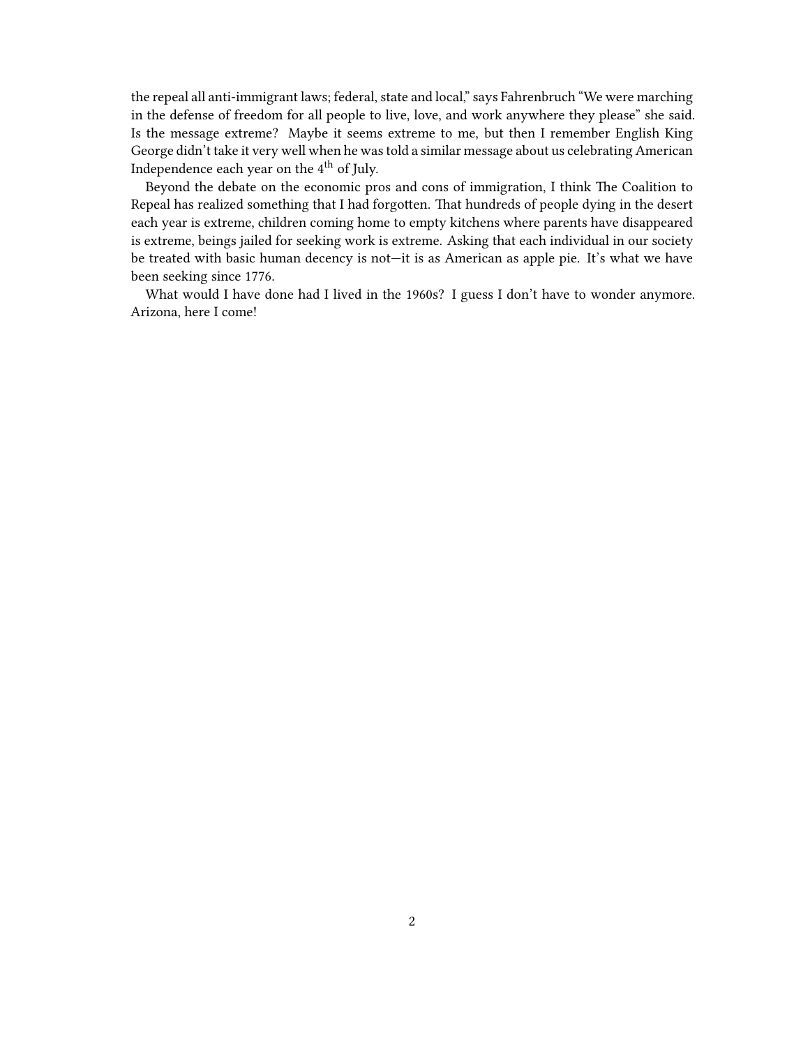the repeal all anti-immigrant laws; federal, state and local," says Fahrenbruch "We were marching in the defense of freedom for all people to live, love, and work anywhere they please" she said. Is the message extreme? Maybe it seems extreme to me, but then I remember English King George didn't take it very well when he was told a similar message about us celebrating American Independence each year on the 4th of July.

Beyond the debate on the economic pros and cons of immigration, I think The Coalition to Repeal has realized something that I had forgotten. That hundreds of people dying in the desert each year is extreme, children coming home to empty kitchens where parents have disappeared is extreme, beings jailed for seeking work is extreme. Asking that each individual in our society be treated with basic human decency is not—it is as American as apple pie. It's what we have been seeking since 1776.

What would I have done had I lived in the 1960s? I guess I don't have to wonder anymore. Arizona, here I come!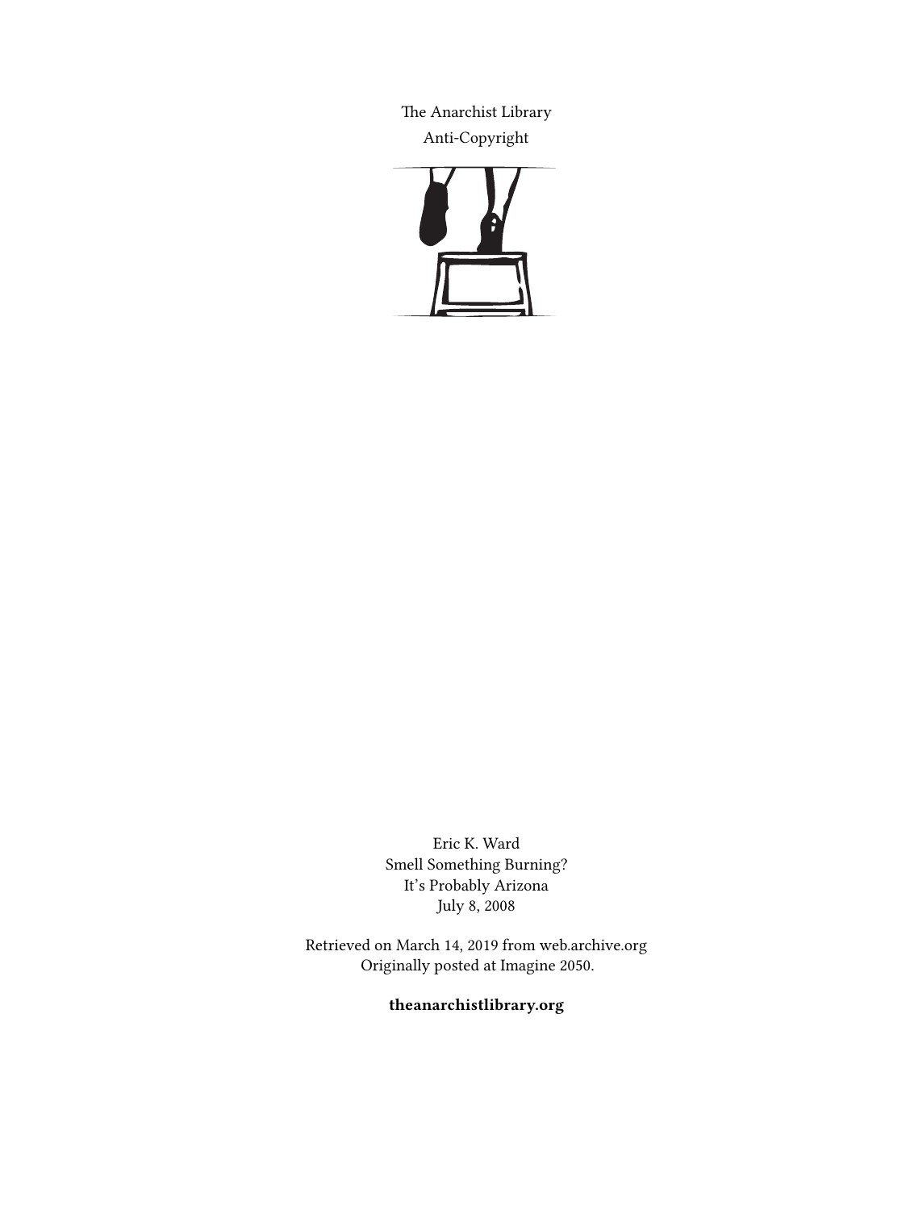The Anarchist Library
Anti-Copyright

Eric K. Ward
Smell Something Burning? It's Probably Arizona
July 8, 2008

Retrieved on March 14, 2019 from web.archive.org
Originally posted at Imagine 2050.

**theanarchistlibrary.org**